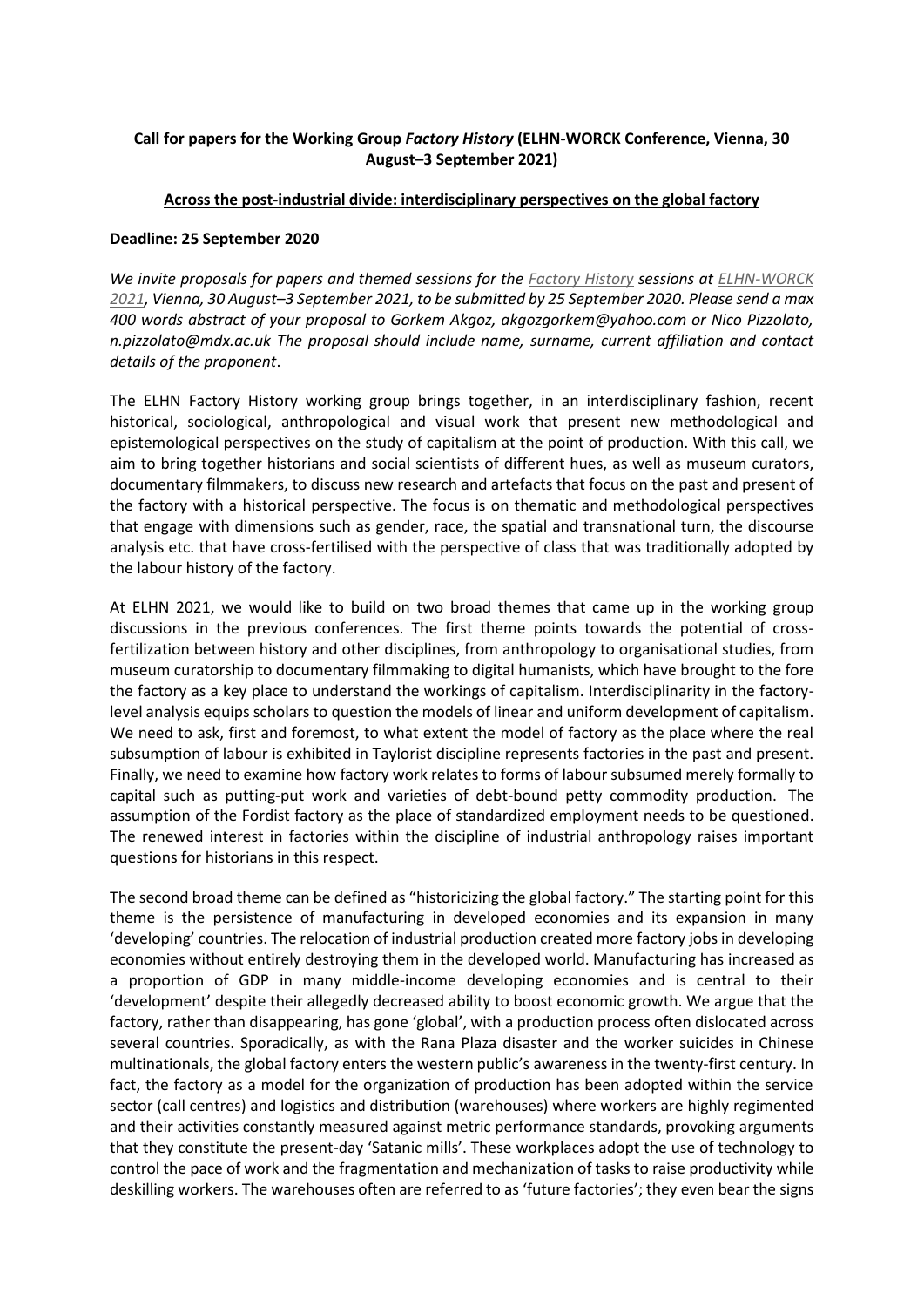**Call for papers for the Working Group *Factory History* (ELHN-WORCK Conference, Vienna, 30 August–3 September 2021)**

**<u>Across the post-industrial divide: interdisciplinary perspectives on the global factory</u>**

**Deadline: 25 September 2020**

*We invite proposals for papers and themed sessions for the Factory History sessions at ELHN-WORCK 2021, Vienna, 30 August–3 September 2021, to be submitted by 25 September 2020. Please send a max 400 words abstract of your proposal to Gorkem Akgoz, akgozgorkem@yahoo.com or Nico Pizzolato, n.pizzolato@mdx.ac.uk The proposal should include name, surname, current affiliation and contact details of the proponent*.

The ELHN Factory History working group brings together, in an interdisciplinary fashion, recent historical, sociological, anthropological and visual work that present new methodological and epistemological perspectives on the study of capitalism at the point of production. With this call, we aim to bring together historians and social scientists of different hues, as well as museum curators, documentary filmmakers, to discuss new research and artefacts that focus on the past and present of the factory with a historical perspective. The focus is on thematic and methodological perspectives that engage with dimensions such as gender, race, the spatial and transnational turn, the discourse analysis etc. that have cross-fertilised with the perspective of class that was traditionally adopted by the labour history of the factory.

At ELHN 2021, we would like to build on two broad themes that came up in the working group discussions in the previous conferences. The first theme points towards the potential of cross-fertilization between history and other disciplines, from anthropology to organisational studies, from museum curatorship to documentary filmmaking to digital humanists, which have brought to the fore the factory as a key place to understand the workings of capitalism. Interdisciplinarity in the factory-level analysis equips scholars to question the models of linear and uniform development of capitalism. We need to ask, first and foremost, to what extent the model of factory as the place where the real subsumption of labour is exhibited in Taylorist discipline represents factories in the past and present. Finally, we need to examine how factory work relates to forms of labour subsumed merely formally to capital such as putting-put work and varieties of debt-bound petty commodity production. The assumption of the Fordist factory as the place of standardized employment needs to be questioned. The renewed interest in factories within the discipline of industrial anthropology raises important questions for historians in this respect.

The second broad theme can be defined as "historicizing the global factory." The starting point for this theme is the persistence of manufacturing in developed economies and its expansion in many 'developing' countries. The relocation of industrial production created more factory jobs in developing economies without entirely destroying them in the developed world. Manufacturing has increased as a proportion of GDP in many middle-income developing economies and is central to their 'development' despite their allegedly decreased ability to boost economic growth. We argue that the factory, rather than disappearing, has gone 'global', with a production process often dislocated across several countries. Sporadically, as with the Rana Plaza disaster and the worker suicides in Chinese multinationals, the global factory enters the western public's awareness in the twenty-first century. In fact, the factory as a model for the organization of production has been adopted within the service sector (call centres) and logistics and distribution (warehouses) where workers are highly regimented and their activities constantly measured against metric performance standards, provoking arguments that they constitute the present-day 'Satanic mills'. These workplaces adopt the use of technology to control the pace of work and the fragmentation and mechanization of tasks to raise productivity while deskilling workers. The warehouses often are referred to as 'future factories'; they even bear the signs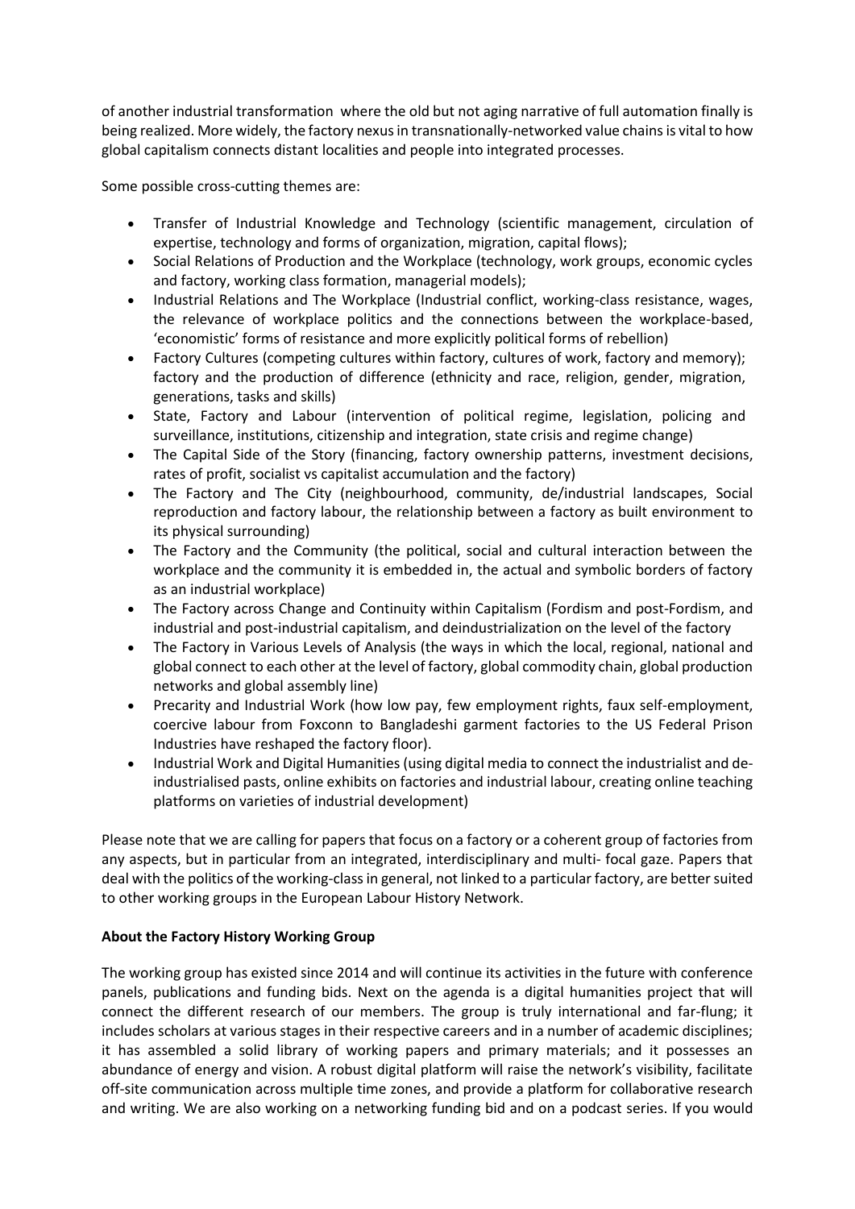of another industrial transformation where the old but not aging narrative of full automation finally is being realized. More widely, the factory nexus in transnationally-networked value chains is vital to how global capitalism connects distant localities and people into integrated processes.

Some possible cross-cutting themes are:

- Transfer of Industrial Knowledge and Technology (scientific management, circulation of expertise, technology and forms of organization, migration, capital flows);
- Social Relations of Production and the Workplace (technology, work groups, economic cycles and factory, working class formation, managerial models);
- Industrial Relations and The Workplace (Industrial conflict, working-class resistance, wages, the relevance of workplace politics and the connections between the workplace-based, 'economistic' forms of resistance and more explicitly political forms of rebellion)
- Factory Cultures (competing cultures within factory, cultures of work, factory and memory); factory and the production of difference (ethnicity and race, religion, gender, migration, generations, tasks and skills)
- State, Factory and Labour (intervention of political regime, legislation, policing and surveillance, institutions, citizenship and integration, state crisis and regime change)
- The Capital Side of the Story (financing, factory ownership patterns, investment decisions, rates of profit, socialist vs capitalist accumulation and the factory)
- The Factory and The City (neighbourhood, community, de/industrial landscapes, Social reproduction and factory labour, the relationship between a factory as built environment to its physical surrounding)
- The Factory and the Community (the political, social and cultural interaction between the workplace and the community it is embedded in, the actual and symbolic borders of factory as an industrial workplace)
- The Factory across Change and Continuity within Capitalism (Fordism and post-Fordism, and industrial and post-industrial capitalism, and deindustrialization on the level of the factory
- The Factory in Various Levels of Analysis (the ways in which the local, regional, national and global connect to each other at the level of factory, global commodity chain, global production networks and global assembly line)
- Precarity and Industrial Work (how low pay, few employment rights, faux self-employment, coercive labour from Foxconn to Bangladeshi garment factories to the US Federal Prison Industries have reshaped the factory floor).
- Industrial Work and Digital Humanities (using digital media to connect the industrialist and de-industrialised pasts, online exhibits on factories and industrial labour, creating online teaching platforms on varieties of industrial development)

Please note that we are calling for papers that focus on a factory or a coherent group of factories from any aspects, but in particular from an integrated, interdisciplinary and multi- focal gaze. Papers that deal with the politics of the working-class in general, not linked to a particular factory, are better suited to other working groups in the European Labour History Network.

**About the Factory History Working Group**

The working group has existed since 2014 and will continue its activities in the future with conference panels, publications and funding bids. Next on the agenda is a digital humanities project that will connect the different research of our members. The group is truly international and far-flung; it includes scholars at various stages in their respective careers and in a number of academic disciplines; it has assembled a solid library of working papers and primary materials; and it possesses an abundance of energy and vision. A robust digital platform will raise the network's visibility, facilitate off-site communication across multiple time zones, and provide a platform for collaborative research and writing. We are also working on a networking funding bid and on a podcast series. If you would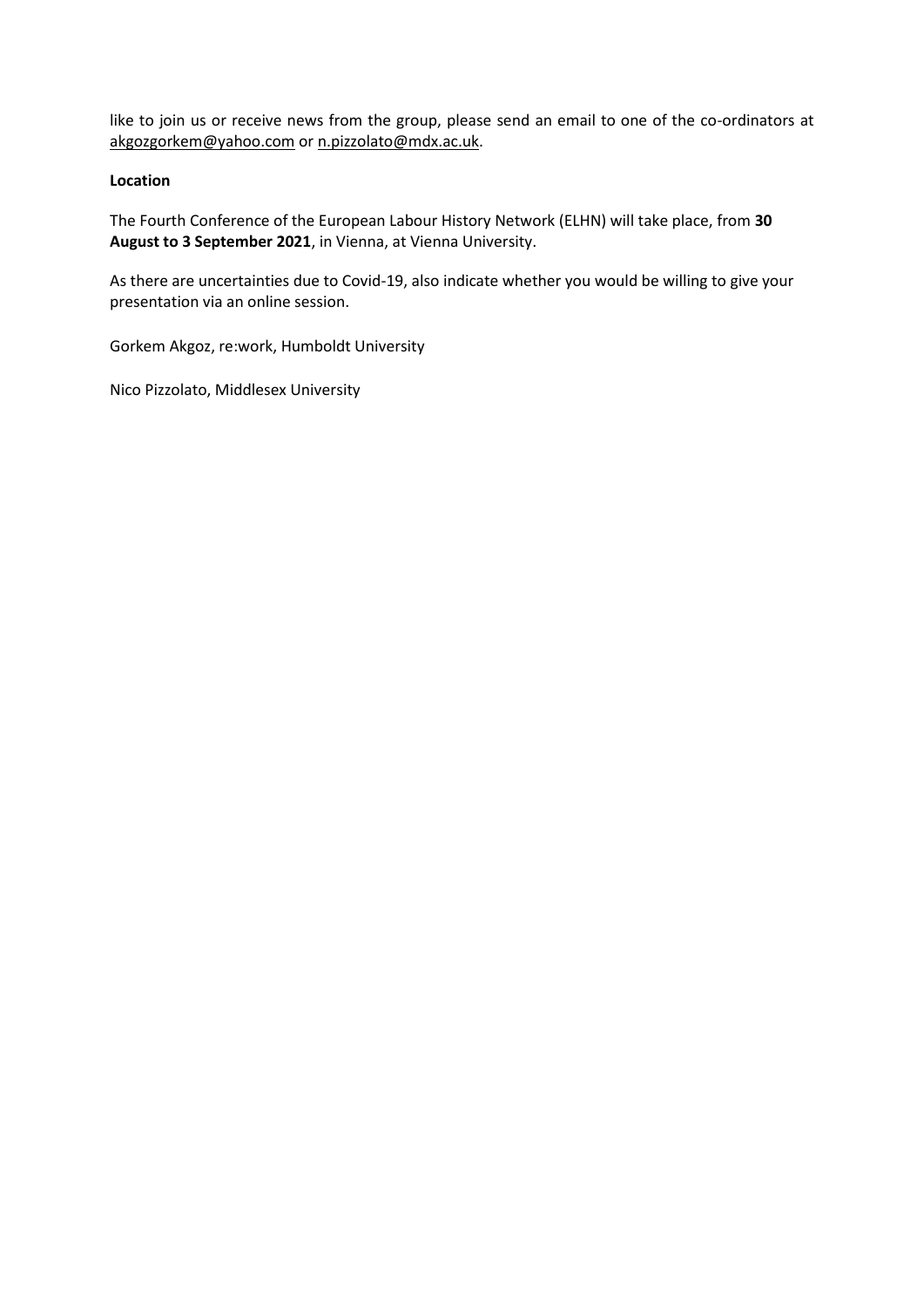like to join us or receive news from the group, please send an email to one of the co-ordinators at akgozgorkem@yahoo.com or n.pizzolato@mdx.ac.uk.

**Location**

The Fourth Conference of the European Labour History Network (ELHN) will take place, from **30 August to 3 September 2021**, in Vienna, at Vienna University.

As there are uncertainties due to Covid-19, also indicate whether you would be willing to give your presentation via an online session.

Gorkem Akgoz, re:work, Humboldt University

Nico Pizzolato, Middlesex University